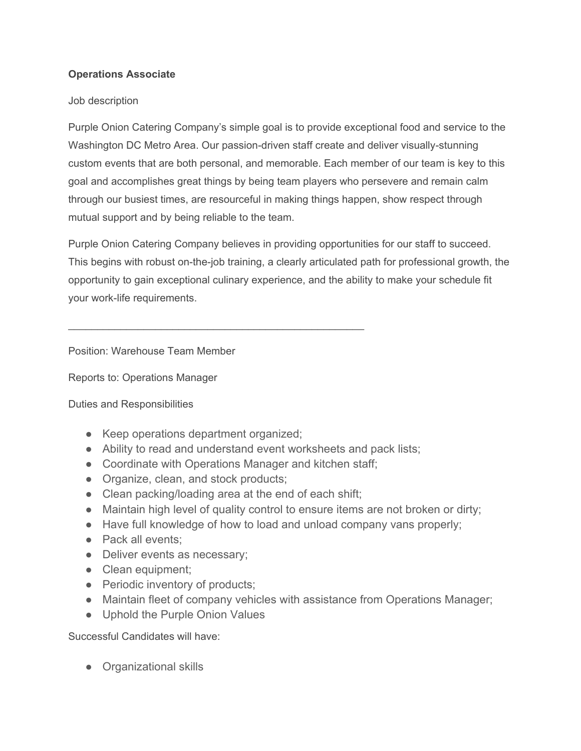**Operations Associate**

Job description

Purple Onion Catering Company's simple goal is to provide exceptional food and service to the Washington DC Metro Area. Our passion-driven staff create and deliver visually-stunning custom events that are both personal, and memorable. Each member of our team is key to this goal and accomplishes great things by being team players who persevere and remain calm through our busiest times, are resourceful in making things happen, show respect through mutual support and by being reliable to the team.

Purple Onion Catering Company believes in providing opportunities for our staff to succeed. This begins with robust on-the-job training, a clearly articulated path for professional growth, the opportunity to gain exceptional culinary experience, and the ability to make your schedule fit your work-life requirements.

---

Position: Warehouse Team Member

Reports to: Operations Manager

Duties and Responsibilities

- Keep operations department organized;
- Ability to read and understand event worksheets and pack lists;
- Coordinate with Operations Manager and kitchen staff;
- Organize, clean, and stock products;
- Clean packing/loading area at the end of each shift;
- Maintain high level of quality control to ensure items are not broken or dirty;
- Have full knowledge of how to load and unload company vans properly;
- Pack all events;
- Deliver events as necessary;
- Clean equipment;
- Periodic inventory of products;
- Maintain fleet of company vehicles with assistance from Operations Manager;
- Uphold the Purple Onion Values

Successful Candidates will have:

- Organizational skills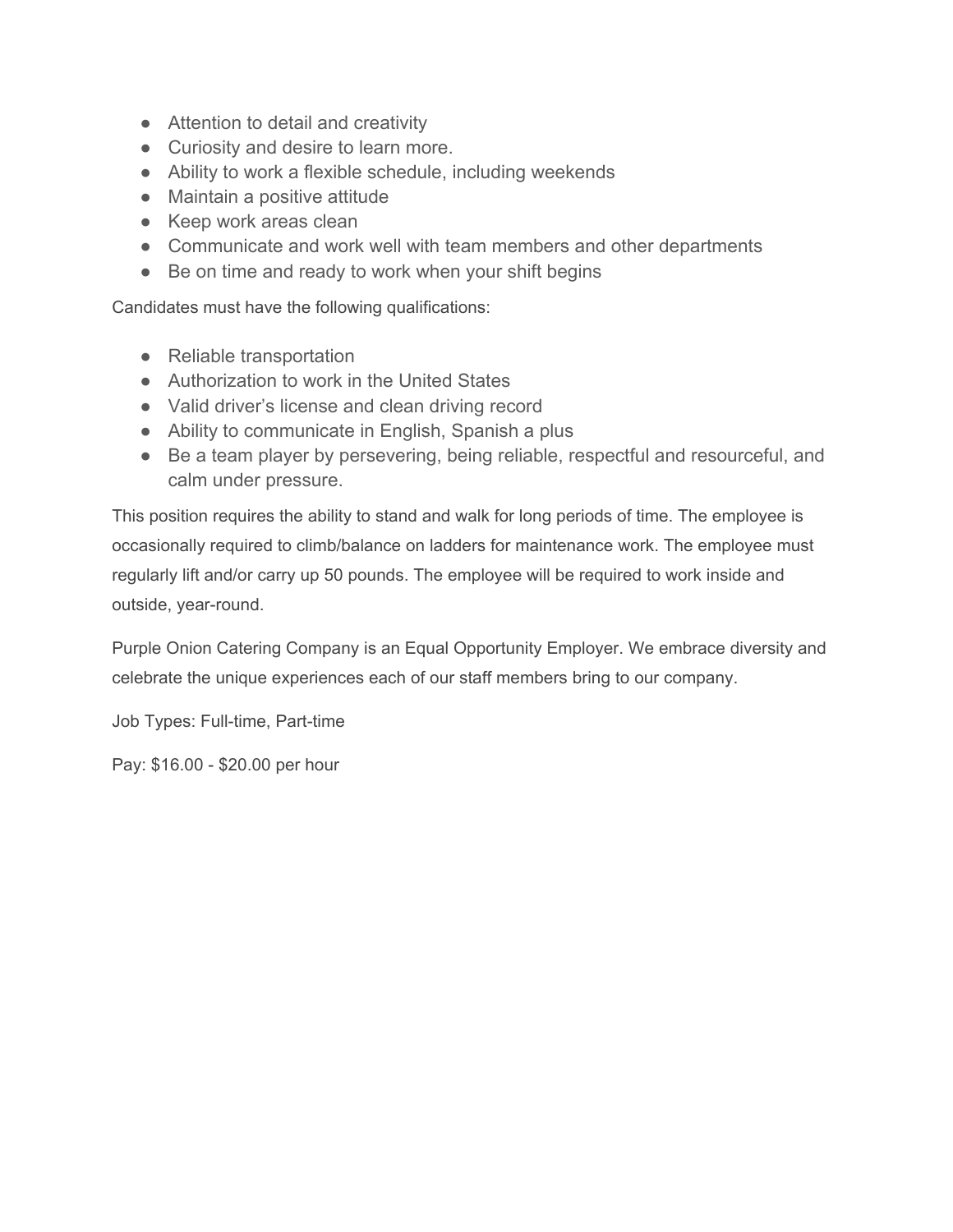- Attention to detail and creativity
- Curiosity and desire to learn more.
- Ability to work a flexible schedule, including weekends
- Maintain a positive attitude
- Keep work areas clean
- Communicate and work well with team members and other departments
- Be on time and ready to work when your shift begins

Candidates must have the following qualifications:

- Reliable transportation
- Authorization to work in the United States
- Valid driver's license and clean driving record
- Ability to communicate in English, Spanish a plus
- Be a team player by persevering, being reliable, respectful and resourceful, and calm under pressure.

This position requires the ability to stand and walk for long periods of time. The employee is occasionally required to climb/balance on ladders for maintenance work. The employee must regularly lift and/or carry up 50 pounds. The employee will be required to work inside and outside, year-round.

Purple Onion Catering Company is an Equal Opportunity Employer. We embrace diversity and celebrate the unique experiences each of our staff members bring to our company.

Job Types: Full-time, Part-time

Pay: $16.00 - $20.00 per hour